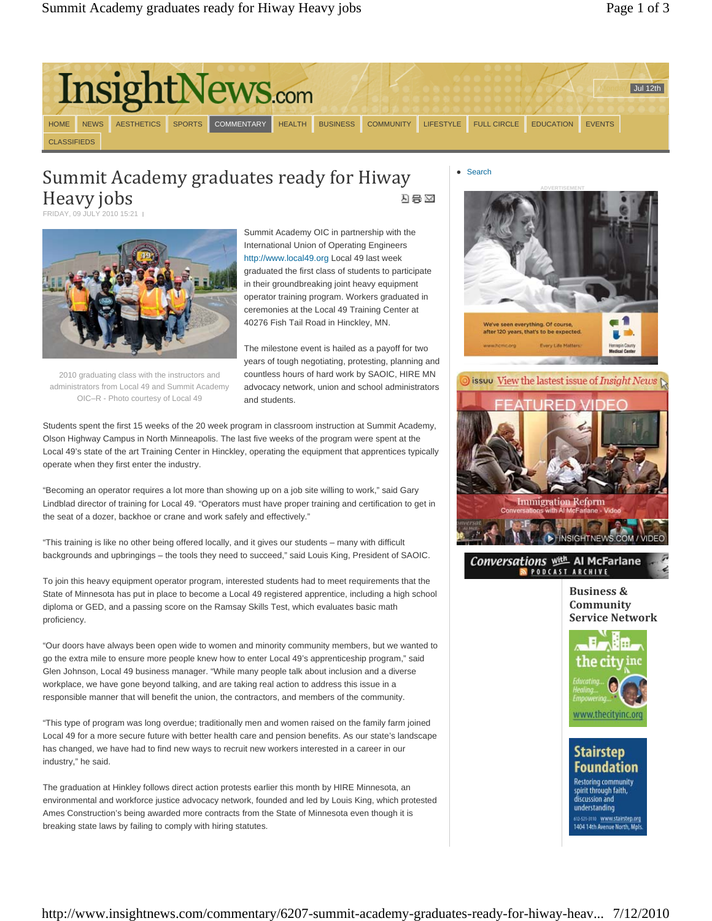# Summit Academy graduates ready for Hiway Heavy jobs

FRIDAY, 09 JULY 2010 15:21

2010 graduating class with the instructors and administrators from Local 49 and Summit Academy OIC–R - Photo courtesy of Local 49

Summit Academy OIC in partnership with the International Union of Operating Engineers http://www.local49.org Local 49 last week graduated the first class of students to participate in their groundbreaking joint heavy equipment operator training program. Workers graduated in ceremonies at the Local 49 Training Center at 40276 Fish Tail Road in Hinckley, MN.

The milestone event is hailed as a payoff for two years of tough negotiating, protesting, planning and countless hours of hard work by SAOIC, HIRE MN advocacy network, union and school administrators and students.

Students spent the first 15 weeks of the 20 week program in classroom instruction at Summit Academy, Olson Highway Campus in North Minneapolis. The last five weeks of the program were spent at the Local 49's state of the art Training Center in Hinckley, operating the equipment that apprentices typically operate when they first enter the industry.

"Becoming an operator requires a lot more than showing up on a job site willing to work," said Gary Lindblad director of training for Local 49. "Operators must have proper training and certification to get in the seat of a dozer, backhoe or crane and work safely and effectively."

"This training is like no other being offered locally, and it gives our students – many with difficult backgrounds and upbringings – the tools they need to succeed," said Louis King, President of SAOIC.

To join this heavy equipment operator program, interested students had to meet requirements that the State of Minnesota has put in place to become a Local 49 registered apprentice, including a high school diploma or GED, and a passing score on the Ramsay Skills Test, which evaluates basic math proficiency.

"Our doors have always been open wide to women and minority community members, but we wanted to go the extra mile to ensure more people knew how to enter Local 49's apprenticeship program," said Glen Johnson, Local 49 business manager. "While many people talk about inclusion and a diverse workplace, we have gone beyond talking, and are taking real action to address this issue in a responsible manner that will benefit the union, the contractors, and members of the community.

"This type of program was long overdue; traditionally men and women raised on the family farm joined Local 49 for a more secure future with better health care and pension benefits. As our state's landscape has changed, we have had to find new ways to recruit new workers interested in a career in our industry," he said.

The graduation at Hinkley follows direct action protests earlier this month by HIRE Minnesota, an environmental and workforce justice advocacy network, founded and led by Louis King, which protested Ames Construction's being awarded more contracts from the State of Minnesota even though it is breaking state laws by failing to comply with hiring statutes.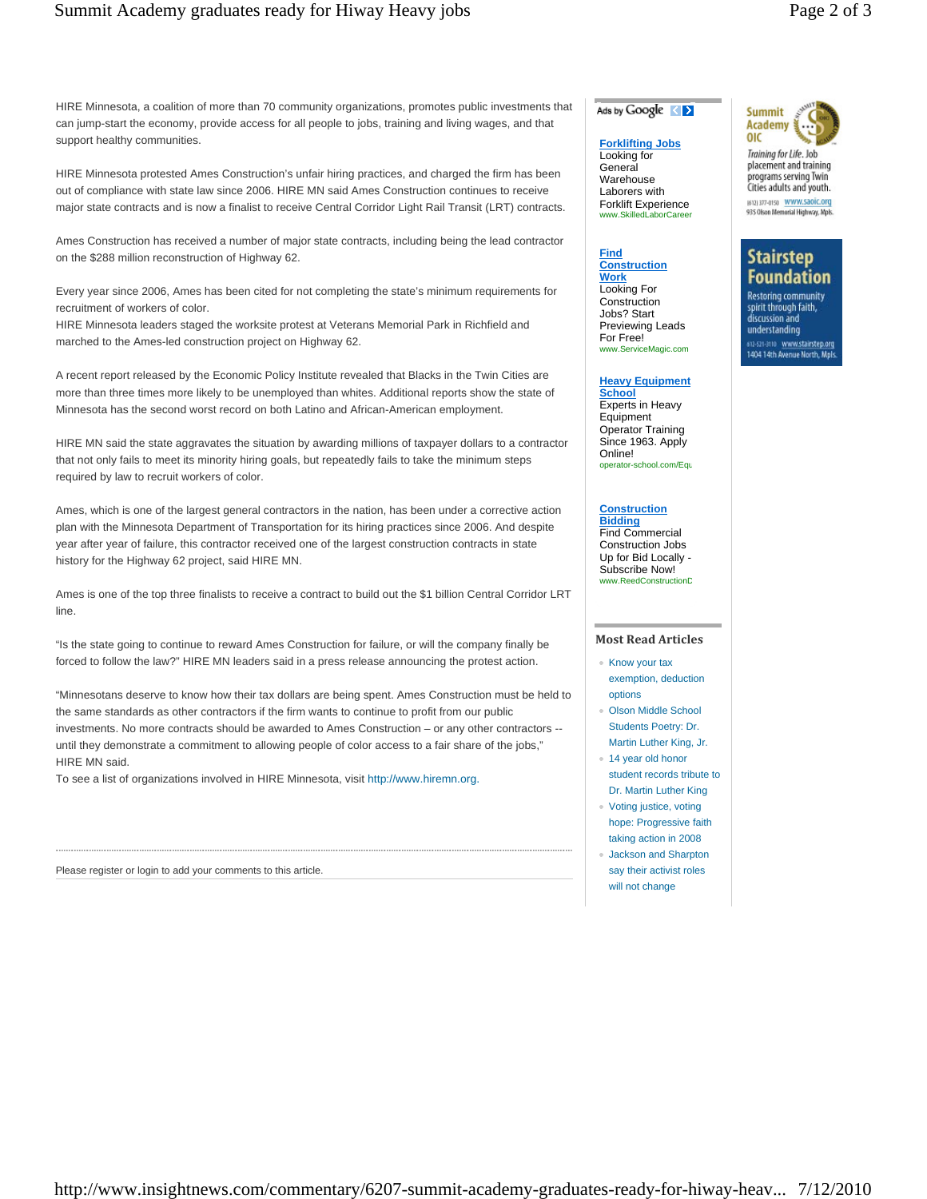HIRE Minnesota, a coalition of more than 70 community organizations, promotes public investments that can jump-start the economy, provide access for all people to jobs, training and living wages, and that support healthy communities.

HIRE Minnesota protested Ames Construction's unfair hiring practices, and charged the firm has been out of compliance with state law since 2006. HIRE MN said Ames Construction continues to receive major state contracts and is now a finalist to receive Central Corridor Light Rail Transit (LRT) contracts.

Ames Construction has received a number of major state contracts, including being the lead contractor on the $288 million reconstruction of Highway 62.

Every year since 2006, Ames has been cited for not completing the state's minimum requirements for recruitment of workers of color.
HIRE Minnesota leaders staged the worksite protest at Veterans Memorial Park in Richfield and marched to the Ames-led construction project on Highway 62.

A recent report released by the Economic Policy Institute revealed that Blacks in the Twin Cities are more than three times more likely to be unemployed than whites. Additional reports show the state of Minnesota has the second worst record on both Latino and African-American employment.

HIRE MN said the state aggravates the situation by awarding millions of taxpayer dollars to a contractor that not only fails to meet its minority hiring goals, but repeatedly fails to take the minimum steps required by law to recruit workers of color.

Ames, which is one of the largest general contractors in the nation, has been under a corrective action plan with the Minnesota Department of Transportation for its hiring practices since 2006. And despite year after year of failure, this contractor received one of the largest construction contracts in state history for the Highway 62 project, said HIRE MN.

Ames is one of the top three finalists to receive a contract to build out the $1 billion Central Corridor LRT line.

"Is the state going to continue to reward Ames Construction for failure, or will the company finally be forced to follow the law?" HIRE MN leaders said in a press release announcing the protest action.

"Minnesotans deserve to know how their tax dollars are being spent. Ames Construction must be held to the same standards as other contractors if the firm wants to continue to profit from our public investments. No more contracts should be awarded to Ames Construction – or any other contractors -- until they demonstrate a commitment to allowing people of color access to a fair share of the jobs," HIRE MN said.
To see a list of organizations involved in HIRE Minnesota, visit http://www.hiremn.org.

Please register or login to add your comments to this article.

Ads by Google

**Forklifting Jobs**
Looking for General Warehouse Laborers with Forklift Experience
www.SkilledLaborCareer

**Find Construction Work**
Looking For Construction Jobs? Start Previewing Leads For Free!
www.ServiceMagic.com

**Heavy Equipment School**
Experts in Heavy Equipment Operator Training Since 1963. Apply Online!
operator-school.com/Equ

**Construction Bidding**
Find Commercial Construction Jobs Up for Bid Locally - Subscribe Now!
www.ReedConstructionD

### Most Read Articles

- Know your tax exemption, deduction options
- Olson Middle School Students Poetry: Dr. Martin Luther King, Jr.
- 14 year old honor student records tribute to Dr. Martin Luther King
- Voting justice, voting hope: Progressive faith taking action in 2008
- Jackson and Sharpton say their activist roles will not change

Summit Academy OIC
Training for Life. Job placement and training programs serving Twin Cities adults and youth.
(612) 377-0150 www.saoic.org
935 Olson Memorial Highway, Mpls.

Stairstep Foundation
Restoring community spirit through faith, discussion and understanding
612-521-3110 www.stairstep.org
1404 14th Avenue North, Mpls.